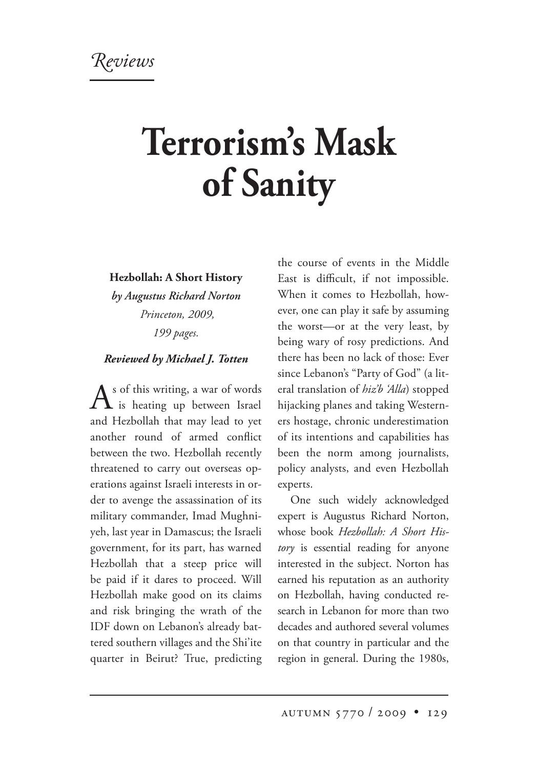*Reviews*

# Terrorism's Mask of Sanity

**Hezbollah: A Short History**
***by Augustus Richard Norton***
*Princeton, 2009,*
*199 pages.*

***Reviewed by Michael J. Totten***

As of this writing, a war of words is heating up between Israel and Hezbollah that may lead to yet another round of armed conflict between the two. Hezbollah recently threatened to carry out overseas operations against Israeli interests in order to avenge the assassination of its military commander, Imad Mughniyeh, last year in Damascus; the Israeli government, for its part, has warned Hezbollah that a steep price will be paid if it dares to proceed. Will Hezbollah make good on its claims and risk bringing the wrath of the IDF down on Lebanon's already battered southern villages and the Shi'ite quarter in Beirut? True, predicting the course of events in the Middle East is difficult, if not impossible. When it comes to Hezbollah, however, one can play it safe by assuming the worst—or at the very least, by being wary of rosy predictions. And there has been no lack of those: Ever since Lebanon's "Party of God" (a literal translation of *hiz'b 'Alla*) stopped hijacking planes and taking Westerners hostage, chronic underestimation of its intentions and capabilities has been the norm among journalists, policy analysts, and even Hezbollah experts.

One such widely acknowledged expert is Augustus Richard Norton, whose book *Hezbollah: A Short History* is essential reading for anyone interested in the subject. Norton has earned his reputation as an authority on Hezbollah, having conducted research in Lebanon for more than two decades and authored several volumes on that country in particular and the region in general. During the 1980s,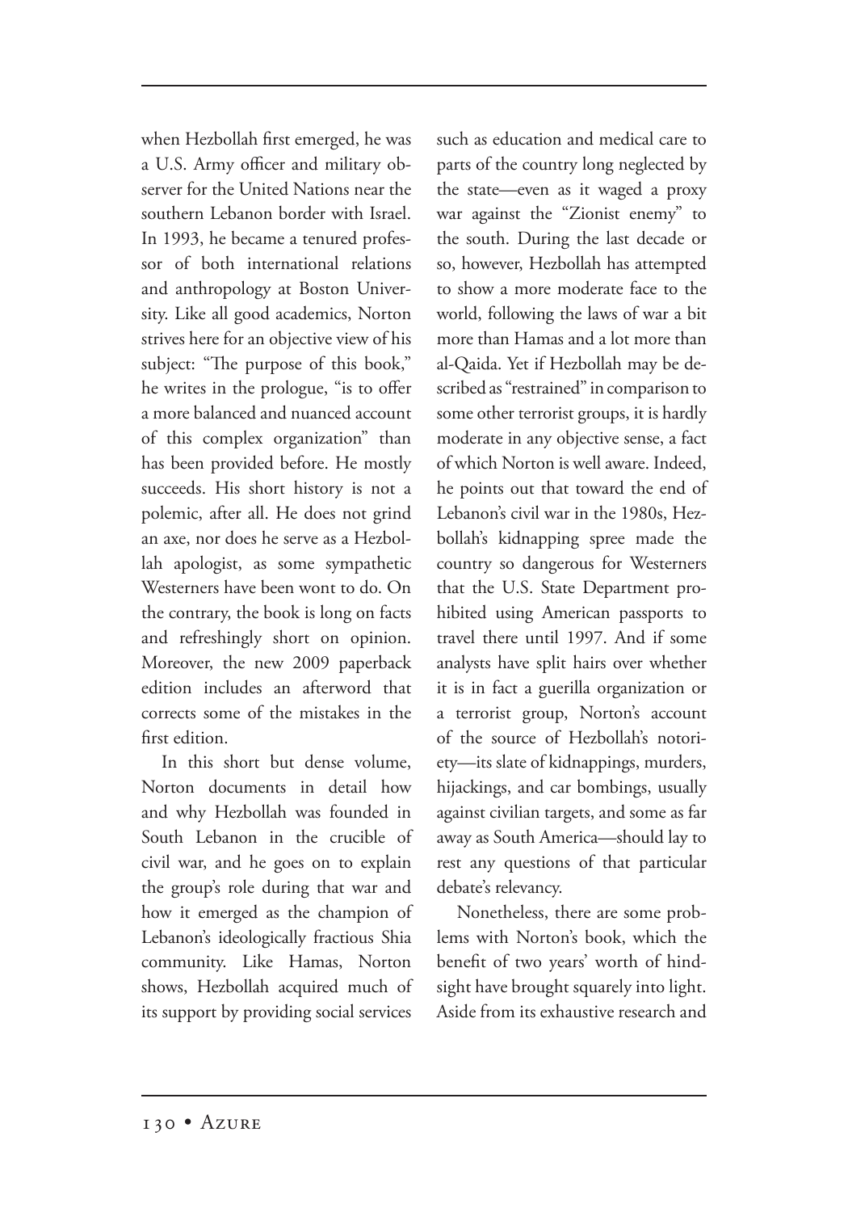when Hezbollah first emerged, he was a U.S. Army officer and military observer for the United Nations near the southern Lebanon border with Israel. In 1993, he became a tenured professor of both international relations and anthropology at Boston University. Like all good academics, Norton strives here for an objective view of his subject: "The purpose of this book," he writes in the prologue, "is to offer a more balanced and nuanced account of this complex organization" than has been provided before. He mostly succeeds. His short history is not a polemic, after all. He does not grind an axe, nor does he serve as a Hezbollah apologist, as some sympathetic Westerners have been wont to do. On the contrary, the book is long on facts and refreshingly short on opinion. Moreover, the new 2009 paperback edition includes an afterword that corrects some of the mistakes in the first edition.

In this short but dense volume, Norton documents in detail how and why Hezbollah was founded in South Lebanon in the crucible of civil war, and he goes on to explain the group's role during that war and how it emerged as the champion of Lebanon's ideologically fractious Shia community. Like Hamas, Norton shows, Hezbollah acquired much of its support by providing social services such as education and medical care to parts of the country long neglected by the state—even as it waged a proxy war against the "Zionist enemy" to the south. During the last decade or so, however, Hezbollah has attempted to show a more moderate face to the world, following the laws of war a bit more than Hamas and a lot more than al-Qaida. Yet if Hezbollah may be described as "restrained" in comparison to some other terrorist groups, it is hardly moderate in any objective sense, a fact of which Norton is well aware. Indeed, he points out that toward the end of Lebanon's civil war in the 1980s, Hezbollah's kidnapping spree made the country so dangerous for Westerners that the U.S. State Department prohibited using American passports to travel there until 1997. And if some analysts have split hairs over whether it is in fact a guerilla organization or a terrorist group, Norton's account of the source of Hezbollah's notoriety—its slate of kidnappings, murders, hijackings, and car bombings, usually against civilian targets, and some as far away as South America—should lay to rest any questions of that particular debate's relevancy.

Nonetheless, there are some problems with Norton's book, which the benefit of two years' worth of hindsight have brought squarely into light. Aside from its exhaustive research and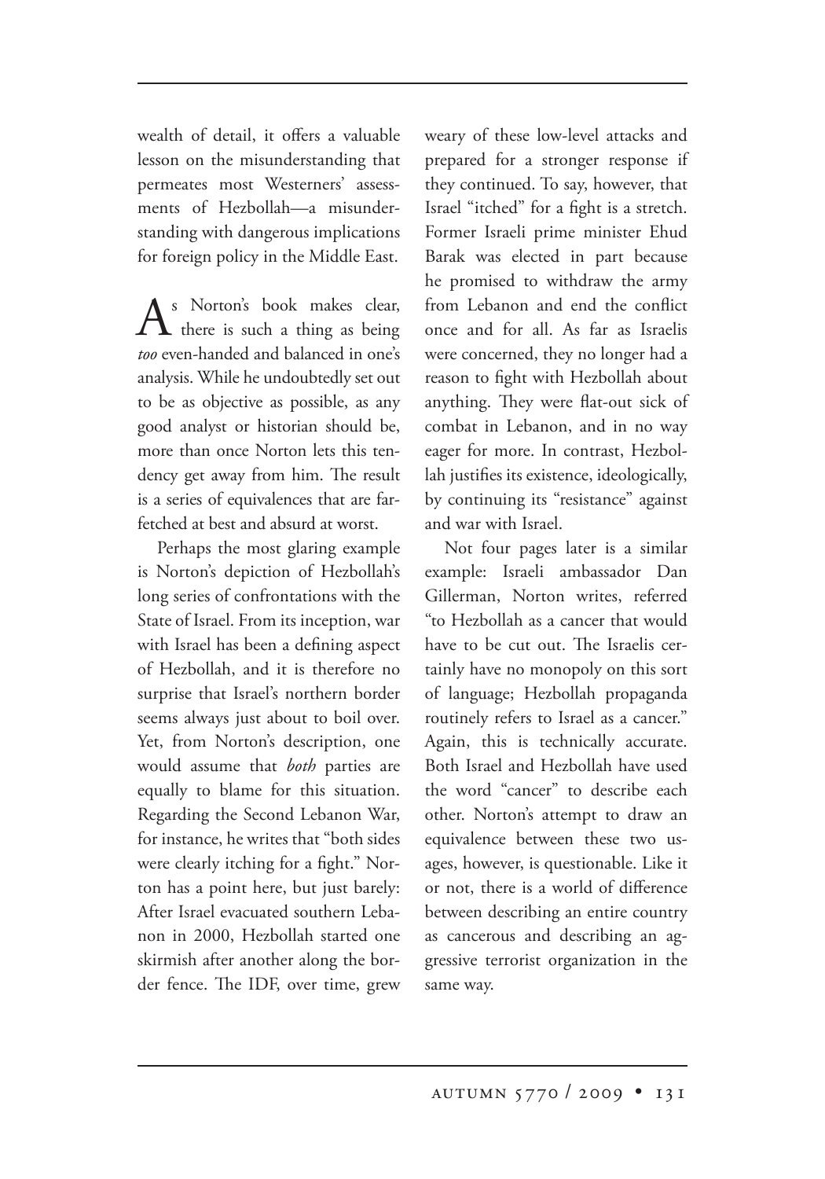wealth of detail, it offers a valuable lesson on the misunderstanding that permeates most Westerners' assessments of Hezbollah—a misunderstanding with dangerous implications for foreign policy in the Middle East.

As Norton's book makes clear, there is such a thing as being *too* even-handed and balanced in one's analysis. While he undoubtedly set out to be as objective as possible, as any good analyst or historian should be, more than once Norton lets this tendency get away from him. The result is a series of equivalences that are far-fetched at best and absurd at worst.

Perhaps the most glaring example is Norton's depiction of Hezbollah's long series of confrontations with the State of Israel. From its inception, war with Israel has been a defining aspect of Hezbollah, and it is therefore no surprise that Israel's northern border seems always just about to boil over. Yet, from Norton's description, one would assume that *both* parties are equally to blame for this situation. Regarding the Second Lebanon War, for instance, he writes that "both sides were clearly itching for a fight." Norton has a point here, but just barely: After Israel evacuated southern Lebanon in 2000, Hezbollah started one skirmish after another along the border fence. The IDF, over time, grew weary of these low-level attacks and prepared for a stronger response if they continued. To say, however, that Israel "itched" for a fight is a stretch. Former Israeli prime minister Ehud Barak was elected in part because he promised to withdraw the army from Lebanon and end the conflict once and for all. As far as Israelis were concerned, they no longer had a reason to fight with Hezbollah about anything. They were flat-out sick of combat in Lebanon, and in no way eager for more. In contrast, Hezbollah justifies its existence, ideologically, by continuing its "resistance" against and war with Israel.

Not four pages later is a similar example: Israeli ambassador Dan Gillerman, Norton writes, referred "to Hezbollah as a cancer that would have to be cut out. The Israelis certainly have no monopoly on this sort of language; Hezbollah propaganda routinely refers to Israel as a cancer." Again, this is technically accurate. Both Israel and Hezbollah have used the word "cancer" to describe each other. Norton's attempt to draw an equivalence between these two usages, however, is questionable. Like it or not, there is a world of difference between describing an entire country as cancerous and describing an aggressive terrorist organization in the same way.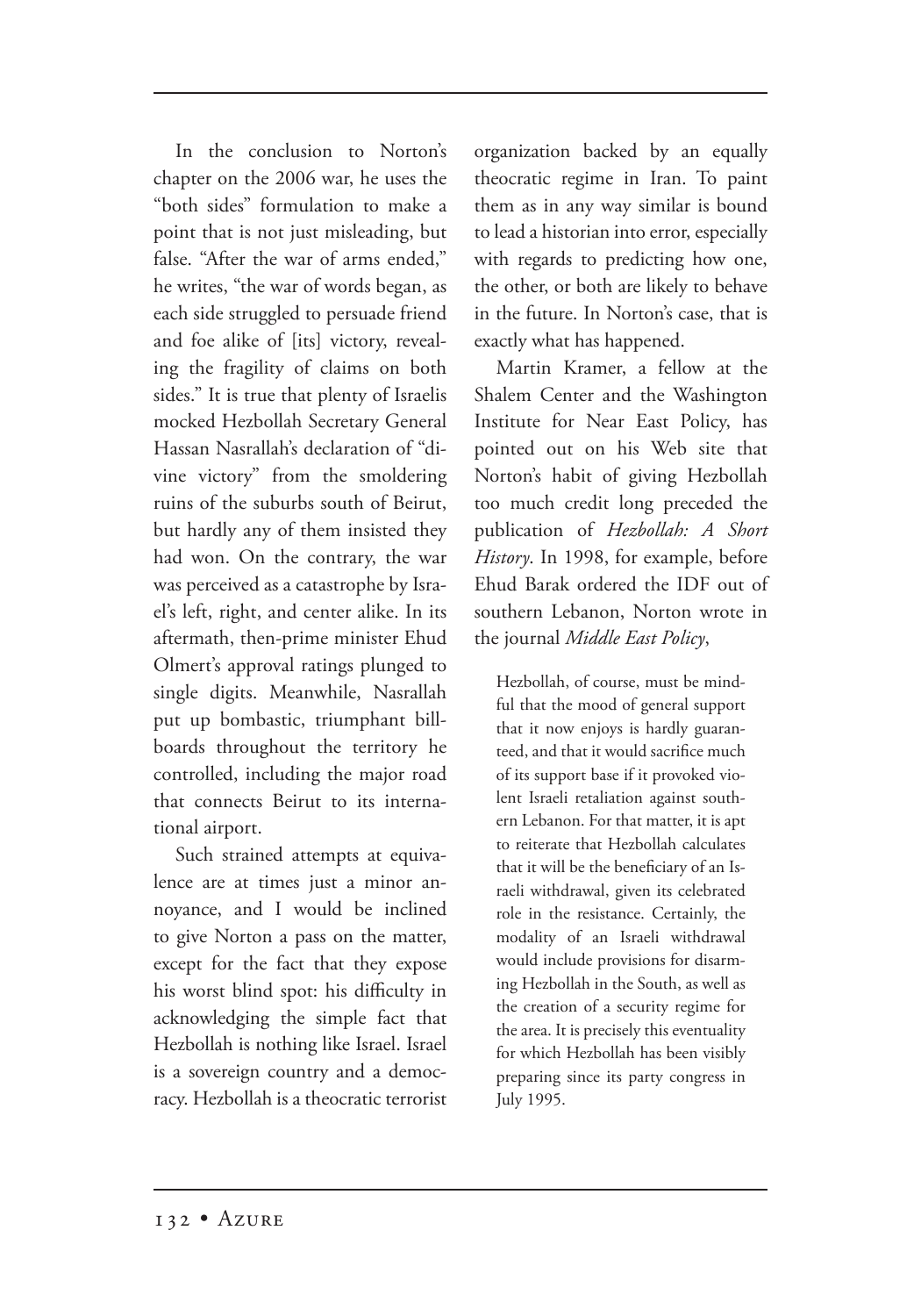In the conclusion to Norton's chapter on the 2006 war, he uses the "both sides" formulation to make a point that is not just misleading, but false. "After the war of arms ended," he writes, "the war of words began, as each side struggled to persuade friend and foe alike of [its] victory, revealing the fragility of claims on both sides." It is true that plenty of Israelis mocked Hezbollah Secretary General Hassan Nasrallah's declaration of "divine victory" from the smoldering ruins of the suburbs south of Beirut, but hardly any of them insisted they had won. On the contrary, the war was perceived as a catastrophe by Israel's left, right, and center alike. In its aftermath, then-prime minister Ehud Olmert's approval ratings plunged to single digits. Meanwhile, Nasrallah put up bombastic, triumphant billboards throughout the territory he controlled, including the major road that connects Beirut to its international airport.

Such strained attempts at equivalence are at times just a minor annoyance, and I would be inclined to give Norton a pass on the matter, except for the fact that they expose his worst blind spot: his difficulty in acknowledging the simple fact that Hezbollah is nothing like Israel. Israel is a sovereign country and a democracy. Hezbollah is a theocratic terrorist organization backed by an equally theocratic regime in Iran. To paint them as in any way similar is bound to lead a historian into error, especially with regards to predicting how one, the other, or both are likely to behave in the future. In Norton's case, that is exactly what has happened.

Martin Kramer, a fellow at the Shalem Center and the Washington Institute for Near East Policy, has pointed out on his Web site that Norton's habit of giving Hezbollah too much credit long preceded the publication of *Hezbollah: A Short History*. In 1998, for example, before Ehud Barak ordered the IDF out of southern Lebanon, Norton wrote in the journal *Middle East Policy*,

> Hezbollah, of course, must be mindful that the mood of general support that it now enjoys is hardly guaranteed, and that it would sacrifice much of its support base if it provoked violent Israeli retaliation against southern Lebanon. For that matter, it is apt to reiterate that Hezbollah calculates that it will be the beneficiary of an Israeli withdrawal, given its celebrated role in the resistance. Certainly, the modality of an Israeli withdrawal would include provisions for disarming Hezbollah in the South, as well as the creation of a security regime for the area. It is precisely this eventuality for which Hezbollah has been visibly preparing since its party congress in July 1995.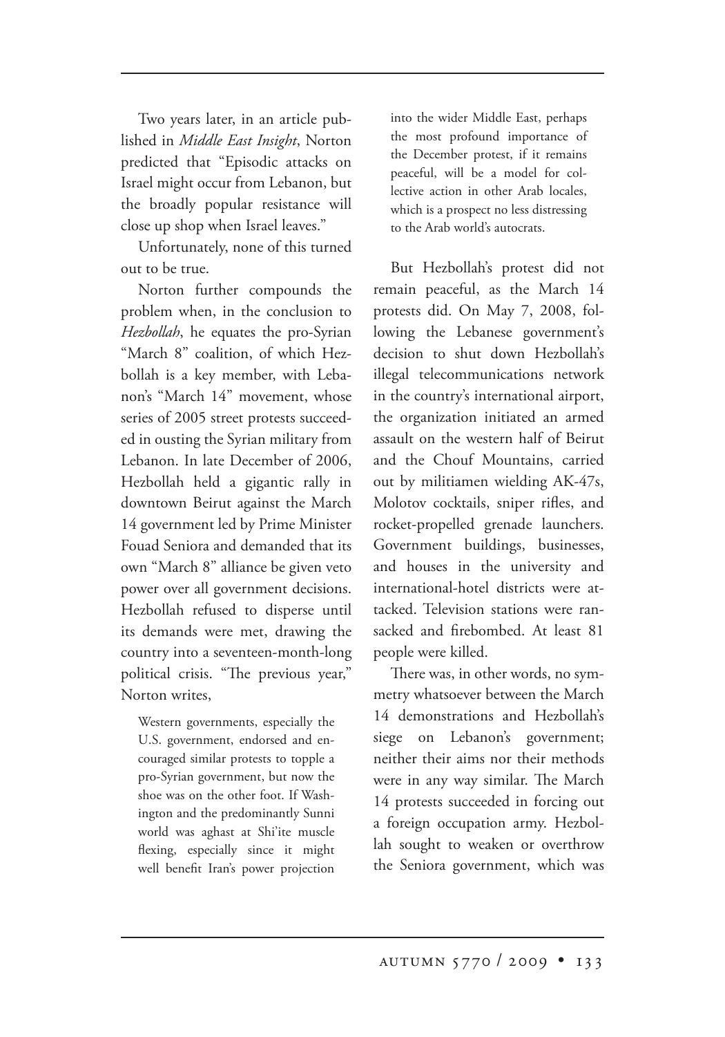Two years later, in an article published in *Middle East Insight*, Norton predicted that "Episodic attacks on Israel might occur from Lebanon, but the broadly popular resistance will close up shop when Israel leaves."

Unfortunately, none of this turned out to be true.

Norton further compounds the problem when, in the conclusion to *Hezbollah*, he equates the pro-Syrian "March 8" coalition, of which Hezbollah is a key member, with Lebanon's "March 14" movement, whose series of 2005 street protests succeeded in ousting the Syrian military from Lebanon. In late December of 2006, Hezbollah held a gigantic rally in downtown Beirut against the March 14 government led by Prime Minister Fouad Seniora and demanded that its own "March 8" alliance be given veto power over all government decisions. Hezbollah refused to disperse until its demands were met, drawing the country into a seventeen-month-long political crisis. "The previous year," Norton writes,

> Western governments, especially the U.S. government, endorsed and encouraged similar protests to topple a pro-Syrian government, but now the shoe was on the other foot. If Washington and the predominantly Sunni world was aghast at Shi'ite muscle flexing, especially since it might well benefit Iran's power projection into the wider Middle East, perhaps the most profound importance of the December protest, if it remains peaceful, will be a model for collective action in other Arab locales, which is a prospect no less distressing to the Arab world's autocrats.

But Hezbollah's protest did not remain peaceful, as the March 14 protests did. On May 7, 2008, following the Lebanese government's decision to shut down Hezbollah's illegal telecommunications network in the country's international airport, the organization initiated an armed assault on the western half of Beirut and the Chouf Mountains, carried out by militiamen wielding AK-47s, Molotov cocktails, sniper rifles, and rocket-propelled grenade launchers. Government buildings, businesses, and houses in the university and international-hotel districts were attacked. Television stations were ransacked and firebombed. At least 81 people were killed.

There was, in other words, no symmetry whatsoever between the March 14 demonstrations and Hezbollah's siege on Lebanon's government; neither their aims nor their methods were in any way similar. The March 14 protests succeeded in forcing out a foreign occupation army. Hezbollah sought to weaken or overthrow the Seniora government, which was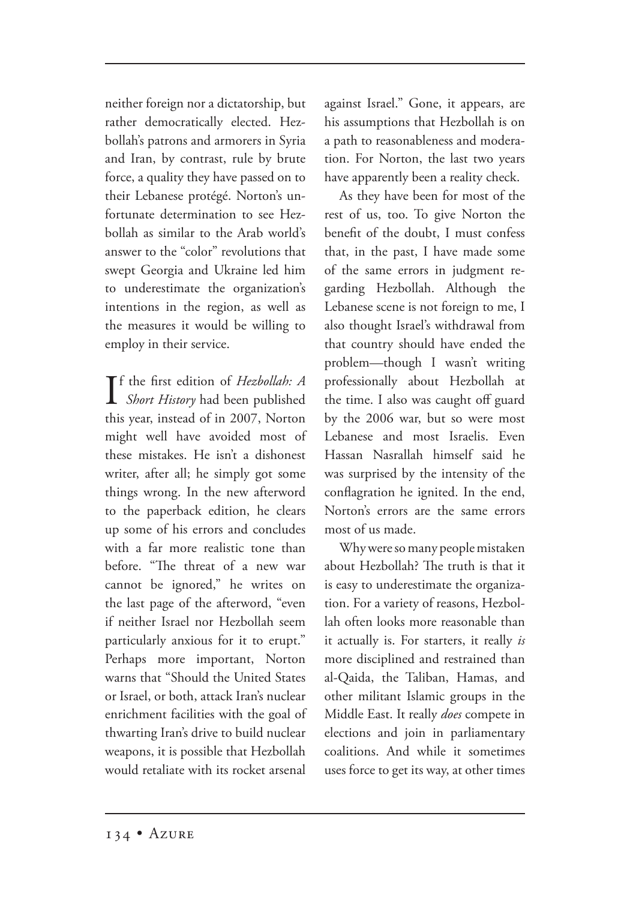neither foreign nor a dictatorship, but rather democratically elected. Hezbollah's patrons and armorers in Syria and Iran, by contrast, rule by brute force, a quality they have passed on to their Lebanese protégé. Norton's unfortunate determination to see Hezbollah as similar to the Arab world's answer to the "color" revolutions that swept Georgia and Ukraine led him to underestimate the organization's intentions in the region, as well as the measures it would be willing to employ in their service.

If the first edition of *Hezbollah: A Short History* had been published this year, instead of in 2007, Norton might well have avoided most of these mistakes. He isn't a dishonest writer, after all; he simply got some things wrong. In the new afterword to the paperback edition, he clears up some of his errors and concludes with a far more realistic tone than before. "The threat of a new war cannot be ignored," he writes on the last page of the afterword, "even if neither Israel nor Hezbollah seem particularly anxious for it to erupt." Perhaps more important, Norton warns that "Should the United States or Israel, or both, attack Iran's nuclear enrichment facilities with the goal of thwarting Iran's drive to build nuclear weapons, it is possible that Hezbollah would retaliate with its rocket arsenal against Israel." Gone, it appears, are his assumptions that Hezbollah is on a path to reasonableness and moderation. For Norton, the last two years have apparently been a reality check.

As they have been for most of the rest of us, too. To give Norton the benefit of the doubt, I must confess that, in the past, I have made some of the same errors in judgment regarding Hezbollah. Although the Lebanese scene is not foreign to me, I also thought Israel's withdrawal from that country should have ended the problem—though I wasn't writing professionally about Hezbollah at the time. I also was caught off guard by the 2006 war, but so were most Lebanese and most Israelis. Even Hassan Nasrallah himself said he was surprised by the intensity of the conflagration he ignited. In the end, Norton's errors are the same errors most of us made.

Why were so many people mistaken about Hezbollah? The truth is that it is easy to underestimate the organization. For a variety of reasons, Hezbollah often looks more reasonable than it actually is. For starters, it really *is* more disciplined and restrained than al-Qaida, the Taliban, Hamas, and other militant Islamic groups in the Middle East. It really *does* compete in elections and join in parliamentary coalitions. And while it sometimes uses force to get its way, at other times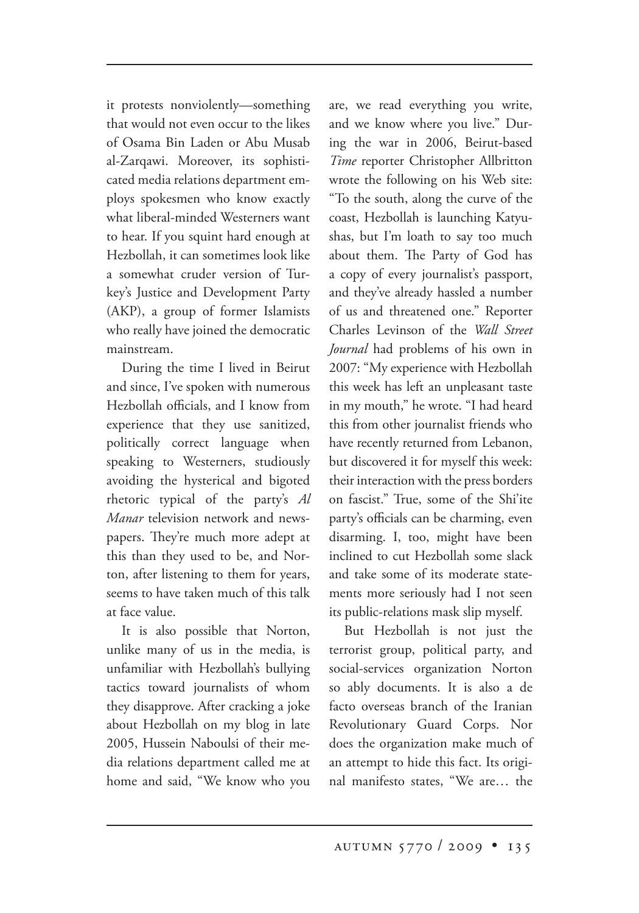it protests nonviolently—something that would not even occur to the likes of Osama Bin Laden or Abu Musab al-Zarqawi. Moreover, its sophisticated media relations department employs spokesmen who know exactly what liberal-minded Westerners want to hear. If you squint hard enough at Hezbollah, it can sometimes look like a somewhat cruder version of Turkey's Justice and Development Party (AKP), a group of former Islamists who really have joined the democratic mainstream.

During the time I lived in Beirut and since, I've spoken with numerous Hezbollah officials, and I know from experience that they use sanitized, politically correct language when speaking to Westerners, studiously avoiding the hysterical and bigoted rhetoric typical of the party's *Al Manar* television network and newspapers. They're much more adept at this than they used to be, and Norton, after listening to them for years, seems to have taken much of this talk at face value.

It is also possible that Norton, unlike many of us in the media, is unfamiliar with Hezbollah's bullying tactics toward journalists of whom they disapprove. After cracking a joke about Hezbollah on my blog in late 2005, Hussein Naboulsi of their media relations department called me at home and said, "We know who you are, we read everything you write, and we know where you live." During the war in 2006, Beirut-based *Time* reporter Christopher Allbritton wrote the following on his Web site: "To the south, along the curve of the coast, Hezbollah is launching Katyushas, but I'm loath to say too much about them. The Party of God has a copy of every journalist's passport, and they've already hassled a number of us and threatened one." Reporter Charles Levinson of the *Wall Street Journal* had problems of his own in 2007: "My experience with Hezbollah this week has left an unpleasant taste in my mouth," he wrote. "I had heard this from other journalist friends who have recently returned from Lebanon, but discovered it for myself this week: their interaction with the press borders on fascist." True, some of the Shi'ite party's officials can be charming, even disarming. I, too, might have been inclined to cut Hezbollah some slack and take some of its moderate statements more seriously had I not seen its public-relations mask slip myself.

But Hezbollah is not just the terrorist group, political party, and social-services organization Norton so ably documents. It is also a de facto overseas branch of the Iranian Revolutionary Guard Corps. Nor does the organization make much of an attempt to hide this fact. Its original manifesto states, "We are… the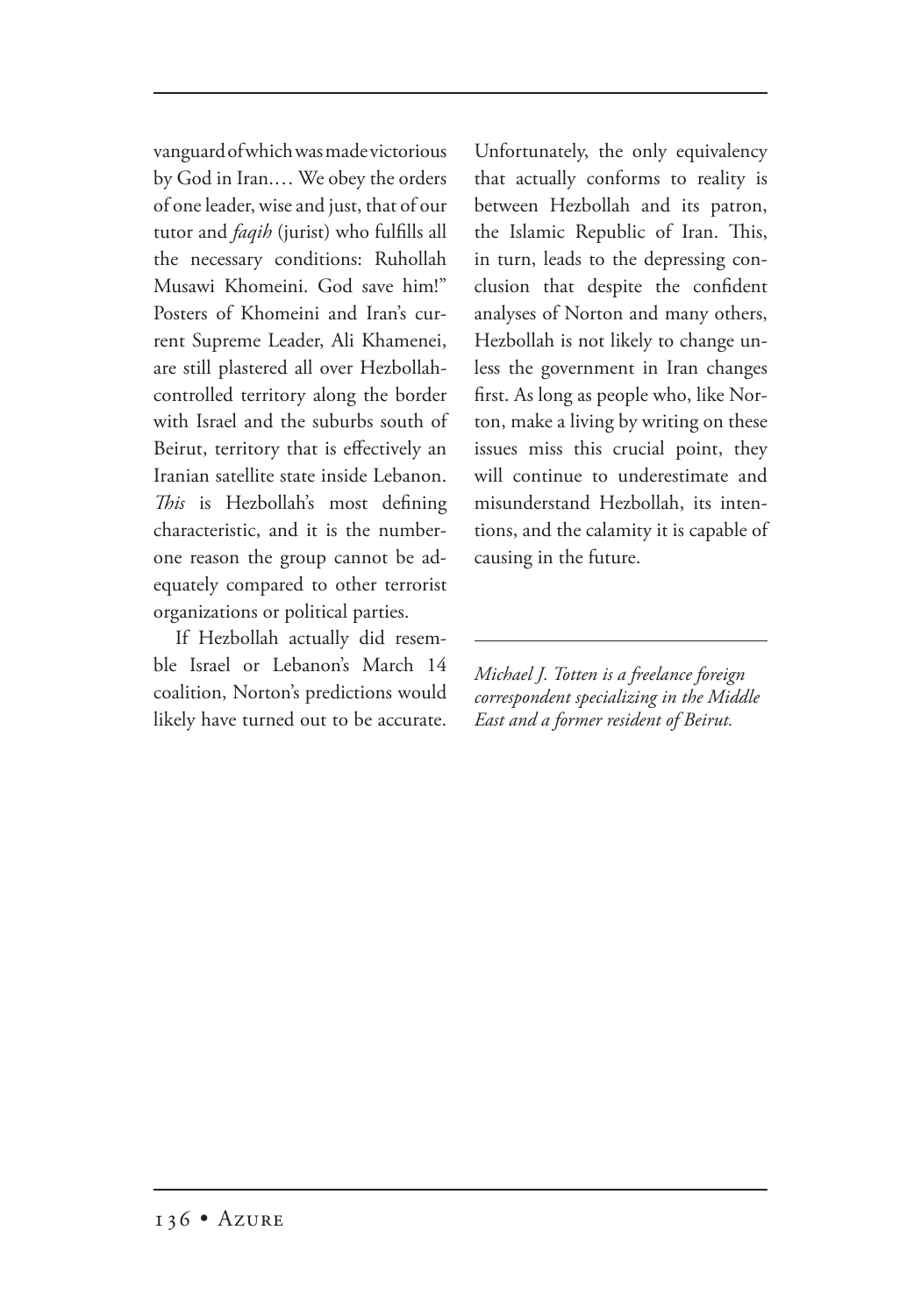vanguard of which was made victorious by God in Iran.… We obey the orders of one leader, wise and just, that of our tutor and *faqih* (jurist) who fulfills all the necessary conditions: Ruhollah Musawi Khomeini. God save him!" Posters of Khomeini and Iran's current Supreme Leader, Ali Khamenei, are still plastered all over Hezbollah-controlled territory along the border with Israel and the suburbs south of Beirut, territory that is effectively an Iranian satellite state inside Lebanon. *This* is Hezbollah's most defining characteristic, and it is the number-one reason the group cannot be adequately compared to other terrorist organizations or political parties.

If Hezbollah actually did resemble Israel or Lebanon's March 14 coalition, Norton's predictions would likely have turned out to be accurate. Unfortunately, the only equivalency that actually conforms to reality is between Hezbollah and its patron, the Islamic Republic of Iran. This, in turn, leads to the depressing conclusion that despite the confident analyses of Norton and many others, Hezbollah is not likely to change unless the government in Iran changes first. As long as people who, like Norton, make a living by writing on these issues miss this crucial point, they will continue to underestimate and misunderstand Hezbollah, its intentions, and the calamity it is capable of causing in the future.

---

*Michael J. Totten is a freelance foreign correspondent specializing in the Middle East and a former resident of Beirut.*